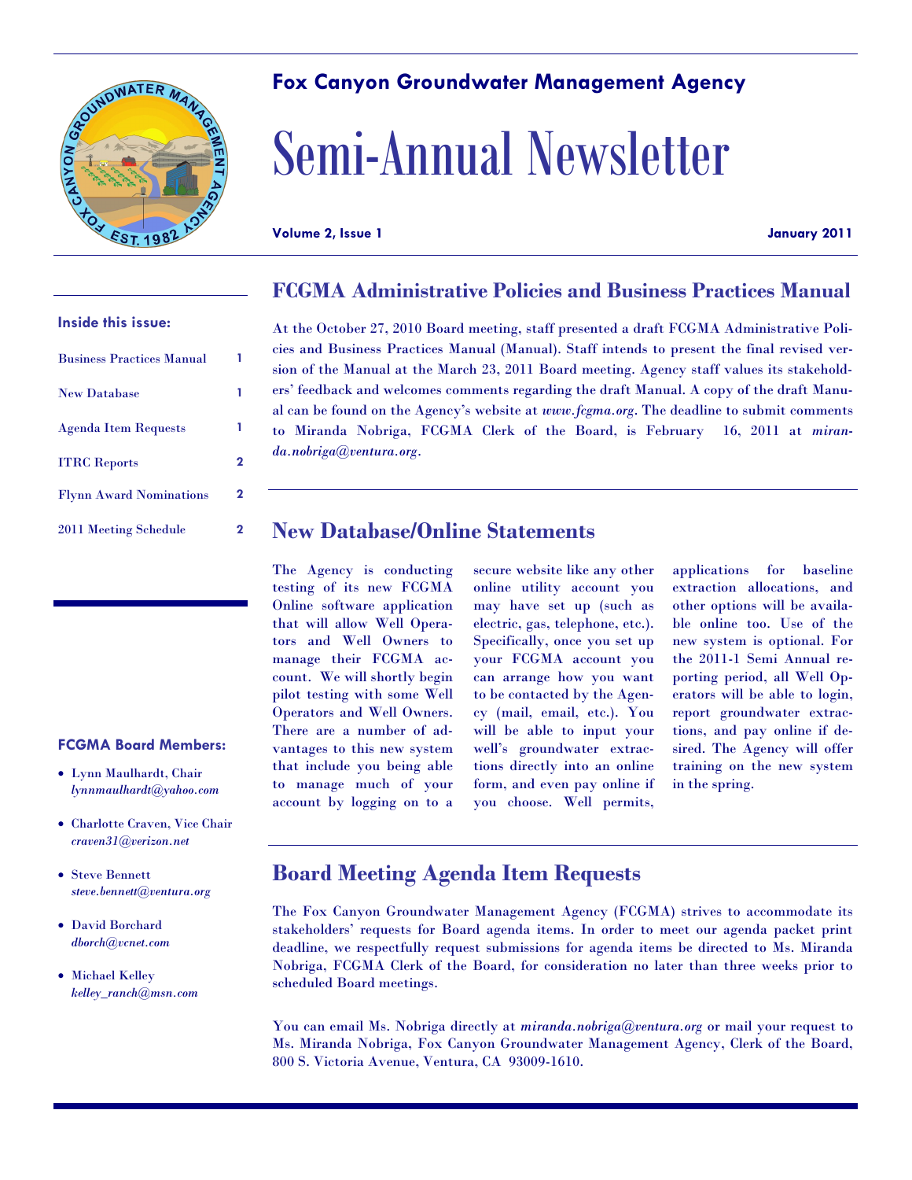# Fox Canyon Groundwater Management Agency

# Semi-Annual Newsletter

**Volume 2, Issue 1** **January 2011**

**Inside this issue:**

| | |
|---|---|
| Business Practices Manual | 1 |
| New Database | 1 |
| Agenda Item Requests | 1 |
| ITRC Reports | 2 |
| Flynn Award Nominations | 2 |
| 2011 Meeting Schedule | 2 |

## FCGMA Administrative Policies and Business Practices Manual

At the October 27, 2010 Board meeting, staff presented a draft FCGMA Administrative Policies and Business Practices Manual (Manual). Staff intends to present the final revised version of the Manual at the March 23, 2011 Board meeting. Agency staff values its stakeholders' feedback and welcomes comments regarding the draft Manual. A copy of the draft Manual can be found on the Agency's website at *www.fcgma.org*. The deadline to submit comments to Miranda Nobriga, FCGMA Clerk of the Board, is February 16, 2011 at *miranda.nobriga@ventura.org*.

## New Database/Online Statements

The Agency is conducting testing of its new FCGMA Online software application that will allow Well Operators and Well Owners to manage their FCGMA account. We will shortly begin pilot testing with some Well Operators and Well Owners. There are a number of advantages to this new system that include you being able to manage much of your account by logging on to a secure website like any other online utility account you may have set up (such as electric, gas, telephone, etc.). Specifically, once you set up your FCGMA account you can arrange how you want to be contacted by the Agency (mail, email, etc.). You will be able to input your well's groundwater extractions directly into an online form, and even pay online if you choose. Well permits, applications for baseline extraction allocations, and other options will be available online too. Use of the new system is optional. For the 2011-1 Semi Annual reporting period, all Well Operators will be able to login, report groundwater extractions, and pay online if desired. The Agency will offer training on the new system in the spring.

## Board Meeting Agenda Item Requests

The Fox Canyon Groundwater Management Agency (FCGMA) strives to accommodate its stakeholders' requests for Board agenda items. In order to meet our agenda packet print deadline, we respectfully request submissions for agenda items be directed to Ms. Miranda Nobriga, FCGMA Clerk of the Board, for consideration no later than three weeks prior to scheduled Board meetings.

You can email Ms. Nobriga directly at *miranda.nobriga@ventura.org* or mail your request to Ms. Miranda Nobriga, Fox Canyon Groundwater Management Agency, Clerk of the Board, 800 S. Victoria Avenue, Ventura, CA 93009-1610.

**FCGMA Board Members:**

- Lynn Maulhardt, Chair *lynnmaulhardt@yahoo.com*
- Charlotte Craven, Vice Chair *craven31@verizon.net*
- Steve Bennett *steve.bennett@ventura.org*
- David Borchard *dborch@vcnet.com*
- Michael Kelley *kelley_ranch@msn.com*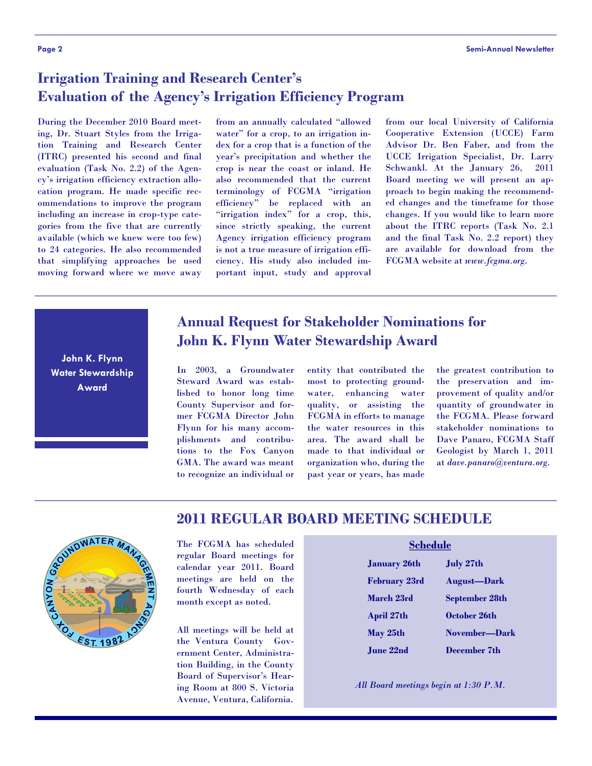## Irrigation Training and Research Center's Evaluation of the Agency's Irrigation Efficiency Program

During the December 2010 Board meeting, Dr. Stuart Styles from the Irrigation Training and Research Center (ITRC) presented his second and final evaluation (Task No. 2.2) of the Agency's irrigation efficiency extraction allocation program. He made specific recommendations to improve the program including an increase in crop-type categories from the five that are currently available (which we knew were too few) to 24 categories. He also recommended that simplifying approaches be used moving forward where we move away from an annually calculated "allowed water" for a crop, to an irrigation index for a crop that is a function of the year's precipitation and whether the crop is near the coast or inland. He also recommended that the current terminology of FCGMA "irrigation efficiency" be replaced with an "irrigation index" for a crop, this, since strictly speaking, the current Agency irrigation efficiency program is not a true measure of irrigation efficiency. His study also included important input, study and approval from our local University of California Cooperative Extension (UCCE) Farm Advisor Dr. Ben Faber, and from the UCCE Irrigation Specialist, Dr. Larry Schwankl. At the January 26, 2011 Board meeting we will present an approach to begin making the recommended changes and the timeframe for those changes. If you would like to learn more about the ITRC reports (Task No. 2.1 and the final Task No. 2.2 report) they are available for download from the FCGMA website at *www.fcgma.org*.

**John K. Flynn Water Stewardship Award**

## Annual Request for Stakeholder Nominations for John K. Flynn Water Stewardship Award

In 2003, a Groundwater Steward Award was established to honor long time County Supervisor and former FCGMA Director John Flynn for his many accomplishments and contributions to the Fox Canyon GMA. The award was meant to recognize an individual or entity that contributed the most to protecting groundwater, enhancing water quality, or assisting the FCGMA in efforts to manage the water resources in this area. The award shall be made to that individual or organization who, during the past year or years, has made the greatest contribution to the preservation and improvement of quality and/or quantity of groundwater in the FCGMA. Please forward stakeholder nominations to Dave Panaro, FCGMA Staff Geologist by March 1, 2011 at *dave.panaro@ventura.org*.

## 2011 REGULAR BOARD MEETING SCHEDULE

The FCGMA has scheduled regular Board meetings for calendar year 2011. Board meetings are held on the fourth Wednesday of each month except as noted.

All meetings will be held at the Ventura County Government Center, Administration Building, in the County Board of Supervisor's Hearing Room at 800 S. Victoria Avenue, Ventura, California.

**Schedule**

| | |
|---|---|
| **January 26th** | **July 27th** |
| **February 23rd** | **August—Dark** |
| **March 23rd** | **September 28th** |
| **April 27th** | **October 26th** |
| **May 25th** | **November—Dark** |
| **June 22nd** | **December 7th** |

*All Board meetings begin at 1:30 P.M.*